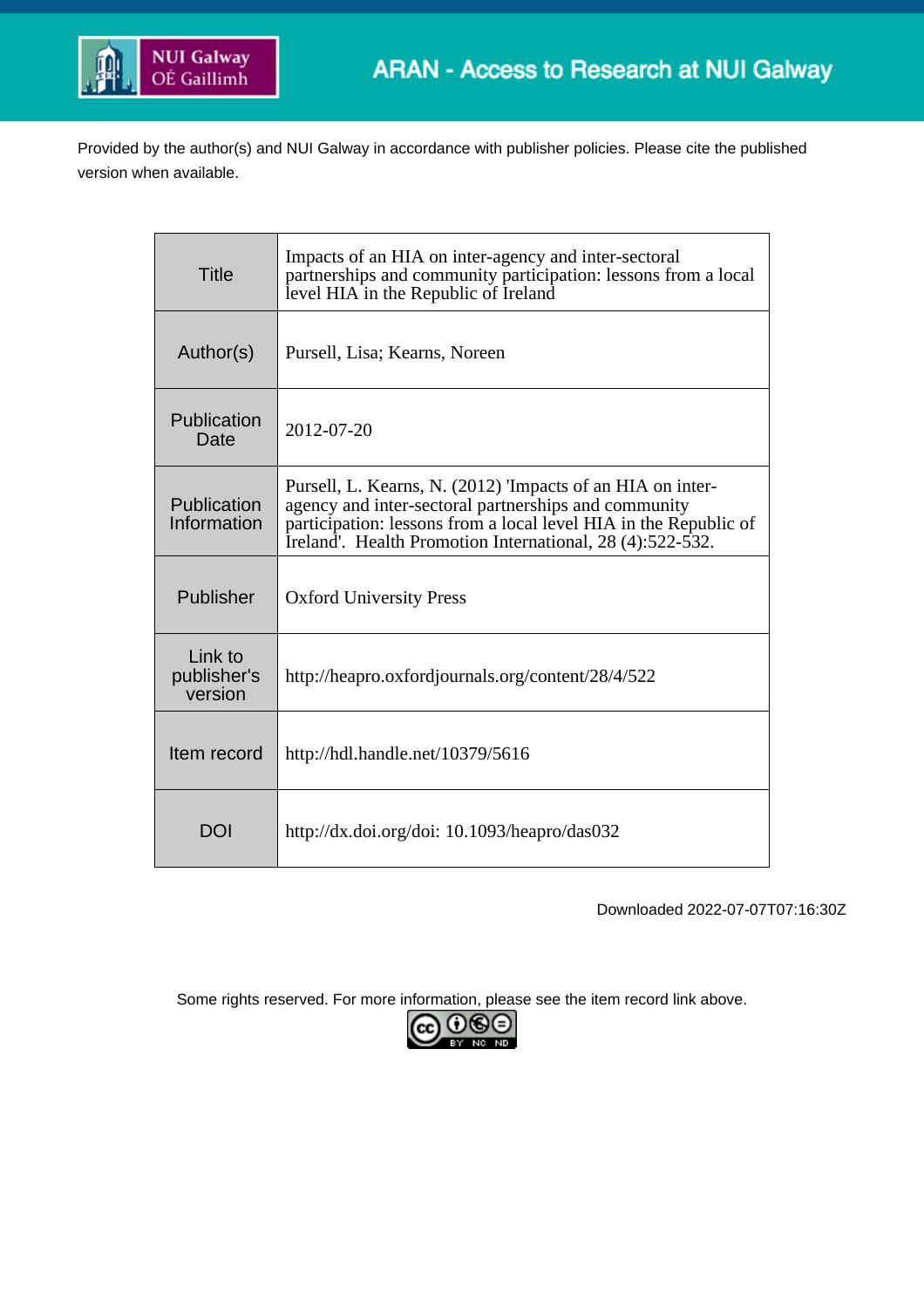ARAN - Access to Research at NUI Galway

Provided by the author(s) and NUI Galway in accordance with publisher policies. Please cite the published version when available.

| | |
|---|---|
| Title | Impacts of an HIA on inter-agency and inter-sectoral partnerships and community participation: lessons from a local level HIA in the Republic of Ireland |
| Author(s) | Pursell, Lisa; Kearns, Noreen |
| Publication Date | 2012-07-20 |
| Publication Information | Pursell, L. Kearns, N. (2012) 'Impacts of an HIA on inter-agency and inter-sectoral partnerships and community participation: lessons from a local level HIA in the Republic of Ireland'. Health Promotion International, 28 (4):522-532. |
| Publisher | Oxford University Press |
| Link to publisher's version | http://heapro.oxfordjournals.org/content/28/4/522 |
| Item record | http://hdl.handle.net/10379/5616 |
| DOI | http://dx.doi.org/doi: 10.1093/heapro/das032 |

Downloaded 2022-07-07T07:16:30Z

Some rights reserved. For more information, please see the item record link above.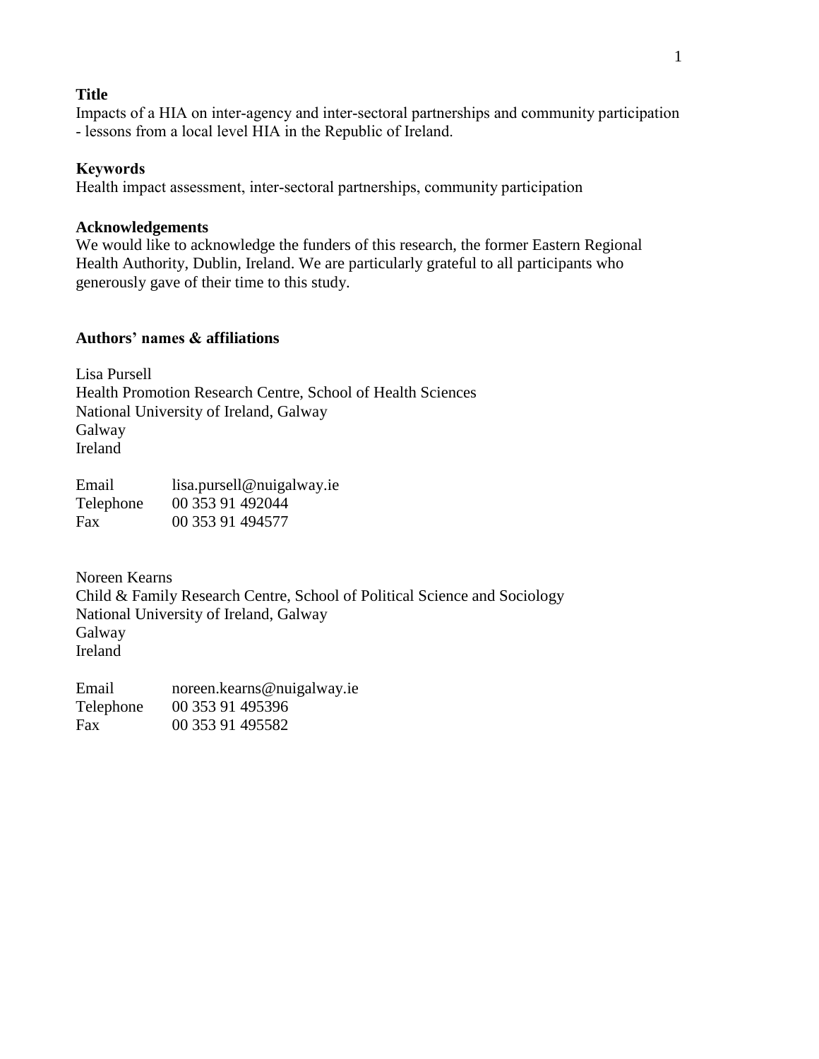**Title**

Impacts of a HIA on inter-agency and inter-sectoral partnerships and community participation - lessons from a local level HIA in the Republic of Ireland.

**Keywords**

Health impact assessment, inter-sectoral partnerships, community participation

**Acknowledgements**

We would like to acknowledge the funders of this research, the former Eastern Regional Health Authority, Dublin, Ireland. We are particularly grateful to all participants who generously gave of their time to this study.

**Authors' names & affiliations**

Lisa Pursell
Health Promotion Research Centre, School of Health Sciences
National University of Ireland, Galway
Galway
Ireland

| | |
|---|---|
| Email | lisa.pursell@nuigalway.ie |
| Telephone | 00 353 91 492044 |
| Fax | 00 353 91 494577 |

Noreen Kearns
Child & Family Research Centre, School of Political Science and Sociology
National University of Ireland, Galway
Galway
Ireland

| | |
|---|---|
| Email | noreen.kearns@nuigalway.ie |
| Telephone | 00 353 91 495396 |
| Fax | 00 353 91 495582 |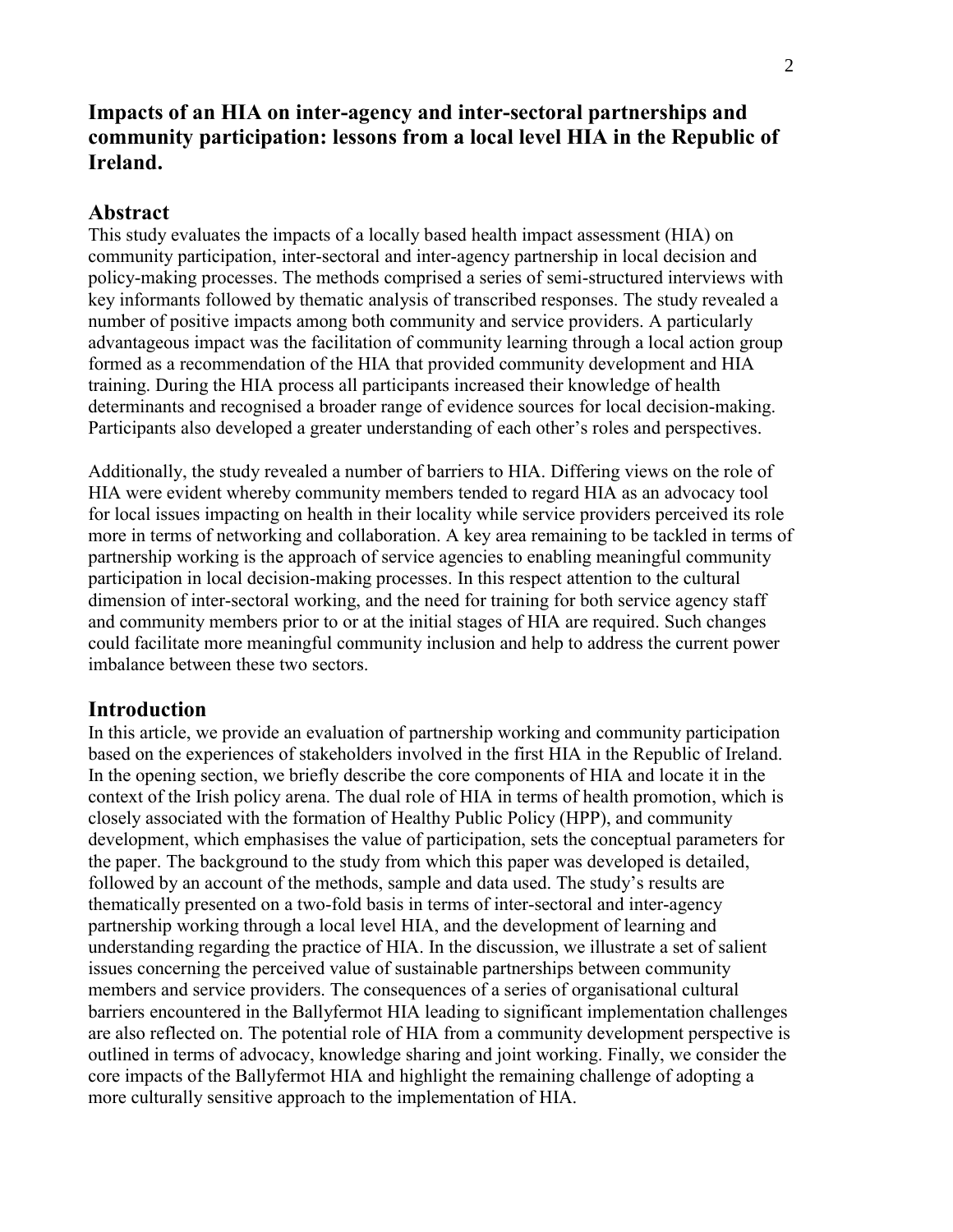## Impacts of an HIA on inter-agency and inter-sectoral partnerships and community participation: lessons from a local level HIA in the Republic of Ireland.

## Abstract

This study evaluates the impacts of a locally based health impact assessment (HIA) on community participation, inter-sectoral and inter-agency partnership in local decision and policy-making processes. The methods comprised a series of semi-structured interviews with key informants followed by thematic analysis of transcribed responses. The study revealed a number of positive impacts among both community and service providers. A particularly advantageous impact was the facilitation of community learning through a local action group formed as a recommendation of the HIA that provided community development and HIA training. During the HIA process all participants increased their knowledge of health determinants and recognised a broader range of evidence sources for local decision-making. Participants also developed a greater understanding of each other's roles and perspectives.

Additionally, the study revealed a number of barriers to HIA. Differing views on the role of HIA were evident whereby community members tended to regard HIA as an advocacy tool for local issues impacting on health in their locality while service providers perceived its role more in terms of networking and collaboration. A key area remaining to be tackled in terms of partnership working is the approach of service agencies to enabling meaningful community participation in local decision-making processes. In this respect attention to the cultural dimension of inter-sectoral working, and the need for training for both service agency staff and community members prior to or at the initial stages of HIA are required. Such changes could facilitate more meaningful community inclusion and help to address the current power imbalance between these two sectors.

## Introduction

In this article, we provide an evaluation of partnership working and community participation based on the experiences of stakeholders involved in the first HIA in the Republic of Ireland. In the opening section, we briefly describe the core components of HIA and locate it in the context of the Irish policy arena. The dual role of HIA in terms of health promotion, which is closely associated with the formation of Healthy Public Policy (HPP), and community development, which emphasises the value of participation, sets the conceptual parameters for the paper. The background to the study from which this paper was developed is detailed, followed by an account of the methods, sample and data used. The study's results are thematically presented on a two-fold basis in terms of inter-sectoral and inter-agency partnership working through a local level HIA, and the development of learning and understanding regarding the practice of HIA. In the discussion, we illustrate a set of salient issues concerning the perceived value of sustainable partnerships between community members and service providers. The consequences of a series of organisational cultural barriers encountered in the Ballyfermot HIA leading to significant implementation challenges are also reflected on. The potential role of HIA from a community development perspective is outlined in terms of advocacy, knowledge sharing and joint working. Finally, we consider the core impacts of the Ballyfermot HIA and highlight the remaining challenge of adopting a more culturally sensitive approach to the implementation of HIA.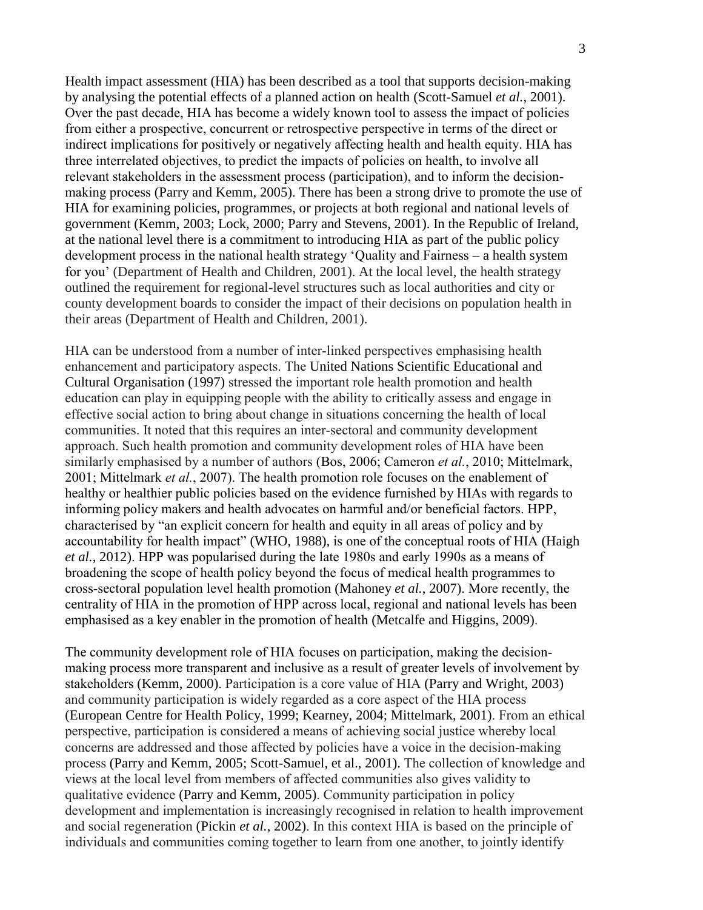Health impact assessment (HIA) has been described as a tool that supports decision-making by analysing the potential effects of a planned action on health (Scott-Samuel *et al.*, 2001). Over the past decade, HIA has become a widely known tool to assess the impact of policies from either a prospective, concurrent or retrospective perspective in terms of the direct or indirect implications for positively or negatively affecting health and health equity. HIA has three interrelated objectives, to predict the impacts of policies on health, to involve all relevant stakeholders in the assessment process (participation), and to inform the decision-making process (Parry and Kemm, 2005). There has been a strong drive to promote the use of HIA for examining policies, programmes, or projects at both regional and national levels of government (Kemm, 2003; Lock, 2000; Parry and Stevens, 2001). In the Republic of Ireland, at the national level there is a commitment to introducing HIA as part of the public policy development process in the national health strategy 'Quality and Fairness – a health system for you' (Department of Health and Children, 2001). At the local level, the health strategy outlined the requirement for regional-level structures such as local authorities and city or county development boards to consider the impact of their decisions on population health in their areas (Department of Health and Children, 2001).

HIA can be understood from a number of inter-linked perspectives emphasising health enhancement and participatory aspects. The United Nations Scientific Educational and Cultural Organisation (1997) stressed the important role health promotion and health education can play in equipping people with the ability to critically assess and engage in effective social action to bring about change in situations concerning the health of local communities. It noted that this requires an inter-sectoral and community development approach. Such health promotion and community development roles of HIA have been similarly emphasised by a number of authors (Bos, 2006; Cameron *et al.*, 2010; Mittelmark, 2001; Mittelmark *et al.*, 2007). The health promotion role focuses on the enablement of healthy or healthier public policies based on the evidence furnished by HIAs with regards to informing policy makers and health advocates on harmful and/or beneficial factors. HPP, characterised by "an explicit concern for health and equity in all areas of policy and by accountability for health impact" (WHO, 1988), is one of the conceptual roots of HIA (Haigh *et al.*, 2012). HPP was popularised during the late 1980s and early 1990s as a means of broadening the scope of health policy beyond the focus of medical health programmes to cross-sectoral population level health promotion (Mahoney *et al.*, 2007). More recently, the centrality of HIA in the promotion of HPP across local, regional and national levels has been emphasised as a key enabler in the promotion of health (Metcalfe and Higgins, 2009).

The community development role of HIA focuses on participation, making the decision-making process more transparent and inclusive as a result of greater levels of involvement by stakeholders (Kemm, 2000). Participation is a core value of HIA (Parry and Wright, 2003) and community participation is widely regarded as a core aspect of the HIA process (European Centre for Health Policy, 1999; Kearney, 2004; Mittelmark, 2001). From an ethical perspective, participation is considered a means of achieving social justice whereby local concerns are addressed and those affected by policies have a voice in the decision-making process (Parry and Kemm, 2005; Scott-Samuel, et al., 2001). The collection of knowledge and views at the local level from members of affected communities also gives validity to qualitative evidence (Parry and Kemm, 2005). Community participation in policy development and implementation is increasingly recognised in relation to health improvement and social regeneration (Pickin *et al.*, 2002). In this context HIA is based on the principle of individuals and communities coming together to learn from one another, to jointly identify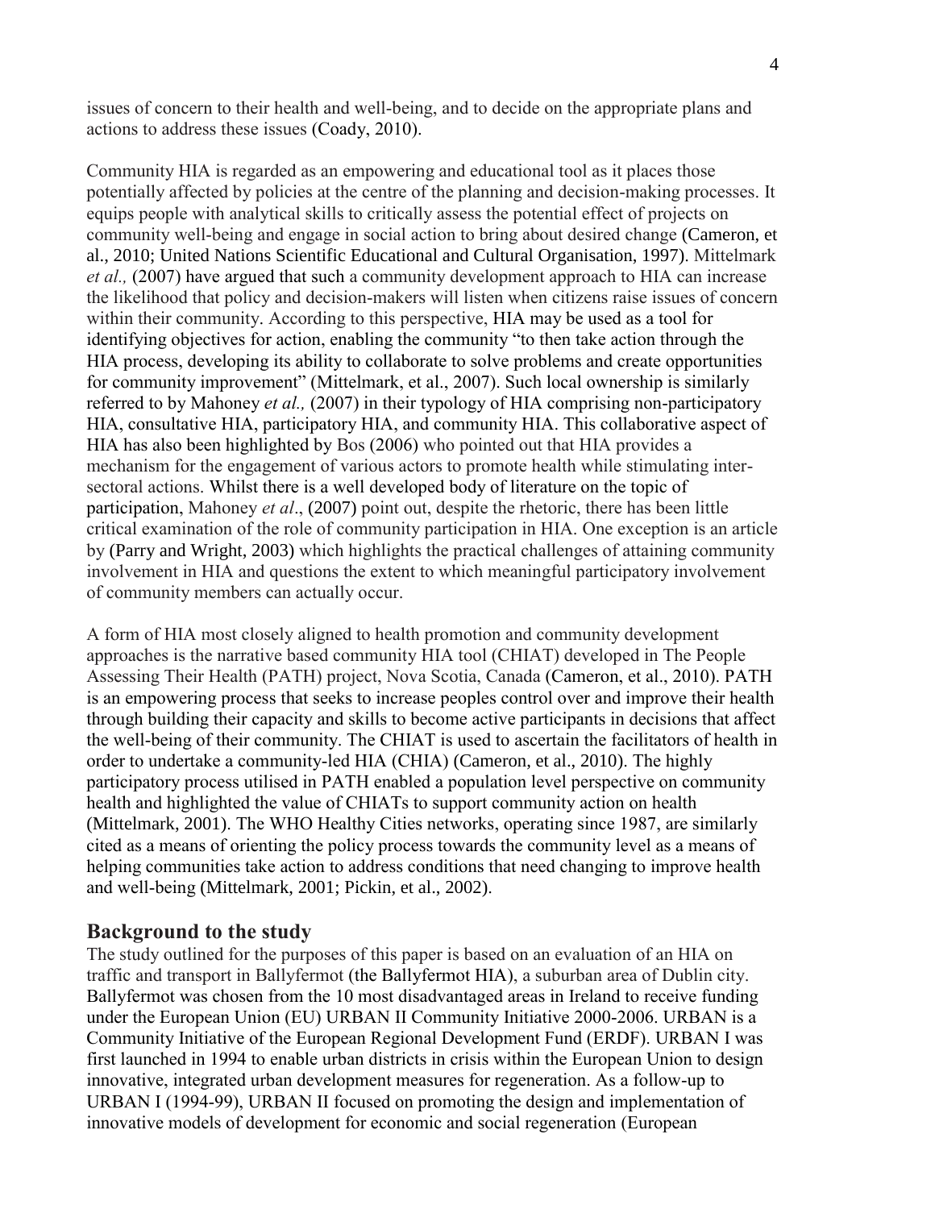issues of concern to their health and well-being, and to decide on the appropriate plans and actions to address these issues (Coady, 2010).

Community HIA is regarded as an empowering and educational tool as it places those potentially affected by policies at the centre of the planning and decision-making processes. It equips people with analytical skills to critically assess the potential effect of projects on community well-being and engage in social action to bring about desired change (Cameron, et al., 2010; United Nations Scientific Educational and Cultural Organisation, 1997). Mittelmark *et al.,* (2007) have argued that such a community development approach to HIA can increase the likelihood that policy and decision-makers will listen when citizens raise issues of concern within their community. According to this perspective, HIA may be used as a tool for identifying objectives for action, enabling the community "to then take action through the HIA process, developing its ability to collaborate to solve problems and create opportunities for community improvement" (Mittelmark, et al., 2007). Such local ownership is similarly referred to by Mahoney *et al.,* (2007) in their typology of HIA comprising non-participatory HIA, consultative HIA, participatory HIA, and community HIA. This collaborative aspect of HIA has also been highlighted by Bos (2006) who pointed out that HIA provides a mechanism for the engagement of various actors to promote health while stimulating inter-sectoral actions. Whilst there is a well developed body of literature on the topic of participation, Mahoney *et al*., (2007) point out, despite the rhetoric, there has been little critical examination of the role of community participation in HIA. One exception is an article by (Parry and Wright, 2003) which highlights the practical challenges of attaining community involvement in HIA and questions the extent to which meaningful participatory involvement of community members can actually occur.

A form of HIA most closely aligned to health promotion and community development approaches is the narrative based community HIA tool (CHIAT) developed in The People Assessing Their Health (PATH) project, Nova Scotia, Canada (Cameron, et al., 2010). PATH is an empowering process that seeks to increase peoples control over and improve their health through building their capacity and skills to become active participants in decisions that affect the well-being of their community. The CHIAT is used to ascertain the facilitators of health in order to undertake a community-led HIA (CHIA) (Cameron, et al., 2010). The highly participatory process utilised in PATH enabled a population level perspective on community health and highlighted the value of CHIATs to support community action on health (Mittelmark, 2001). The WHO Healthy Cities networks, operating since 1987, are similarly cited as a means of orienting the policy process towards the community level as a means of helping communities take action to address conditions that need changing to improve health and well-being (Mittelmark, 2001; Pickin, et al., 2002).

## Background to the study

The study outlined for the purposes of this paper is based on an evaluation of an HIA on traffic and transport in Ballyfermot (the Ballyfermot HIA), a suburban area of Dublin city. Ballyfermot was chosen from the 10 most disadvantaged areas in Ireland to receive funding under the European Union (EU) URBAN II Community Initiative 2000-2006. URBAN is a Community Initiative of the European Regional Development Fund (ERDF). URBAN I was first launched in 1994 to enable urban districts in crisis within the European Union to design innovative, integrated urban development measures for regeneration. As a follow-up to URBAN I (1994-99), URBAN II focused on promoting the design and implementation of innovative models of development for economic and social regeneration (European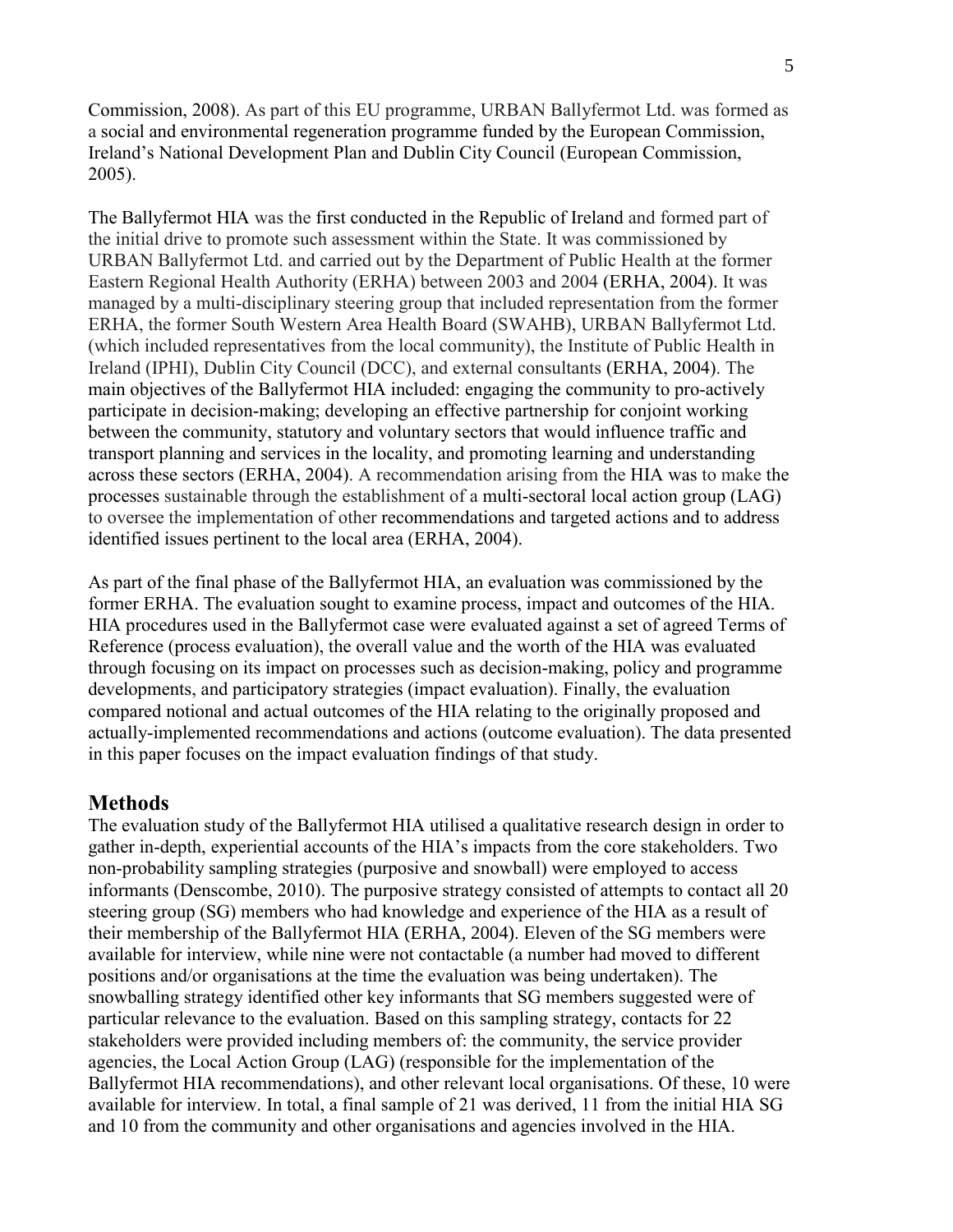Commission, 2008). As part of this EU programme, URBAN Ballyfermot Ltd. was formed as a social and environmental regeneration programme funded by the European Commission, Ireland's National Development Plan and Dublin City Council (European Commission, 2005).

The Ballyfermot HIA was the first conducted in the Republic of Ireland and formed part of the initial drive to promote such assessment within the State. It was commissioned by URBAN Ballyfermot Ltd. and carried out by the Department of Public Health at the former Eastern Regional Health Authority (ERHA) between 2003 and 2004 (ERHA, 2004). It was managed by a multi-disciplinary steering group that included representation from the former ERHA, the former South Western Area Health Board (SWAHB), URBAN Ballyfermot Ltd. (which included representatives from the local community), the Institute of Public Health in Ireland (IPHI), Dublin City Council (DCC), and external consultants (ERHA, 2004). The main objectives of the Ballyfermot HIA included: engaging the community to pro-actively participate in decision-making; developing an effective partnership for conjoint working between the community, statutory and voluntary sectors that would influence traffic and transport planning and services in the locality, and promoting learning and understanding across these sectors (ERHA, 2004). A recommendation arising from the HIA was to make the processes sustainable through the establishment of a multi-sectoral local action group (LAG) to oversee the implementation of other recommendations and targeted actions and to address identified issues pertinent to the local area (ERHA, 2004).

As part of the final phase of the Ballyfermot HIA, an evaluation was commissioned by the former ERHA. The evaluation sought to examine process, impact and outcomes of the HIA. HIA procedures used in the Ballyfermot case were evaluated against a set of agreed Terms of Reference (process evaluation), the overall value and the worth of the HIA was evaluated through focusing on its impact on processes such as decision-making, policy and programme developments, and participatory strategies (impact evaluation). Finally, the evaluation compared notional and actual outcomes of the HIA relating to the originally proposed and actually-implemented recommendations and actions (outcome evaluation). The data presented in this paper focuses on the impact evaluation findings of that study.

## Methods

The evaluation study of the Ballyfermot HIA utilised a qualitative research design in order to gather in-depth, experiential accounts of the HIA's impacts from the core stakeholders. Two non-probability sampling strategies (purposive and snowball) were employed to access informants (Denscombe, 2010). The purposive strategy consisted of attempts to contact all 20 steering group (SG) members who had knowledge and experience of the HIA as a result of their membership of the Ballyfermot HIA (ERHA, 2004). Eleven of the SG members were available for interview, while nine were not contactable (a number had moved to different positions and/or organisations at the time the evaluation was being undertaken). The snowballing strategy identified other key informants that SG members suggested were of particular relevance to the evaluation. Based on this sampling strategy, contacts for 22 stakeholders were provided including members of: the community, the service provider agencies, the Local Action Group (LAG) (responsible for the implementation of the Ballyfermot HIA recommendations), and other relevant local organisations. Of these, 10 were available for interview. In total, a final sample of 21 was derived, 11 from the initial HIA SG and 10 from the community and other organisations and agencies involved in the HIA.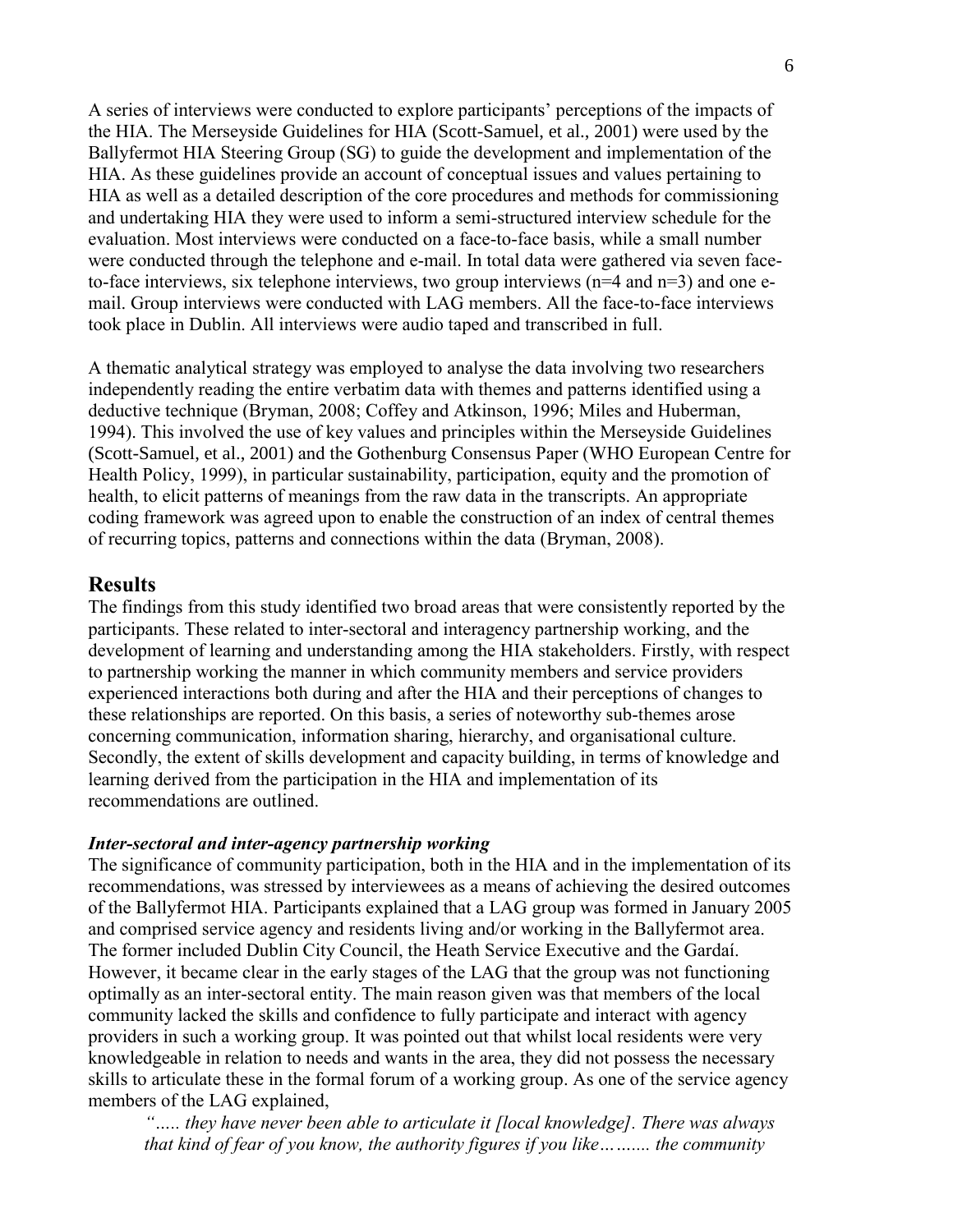A series of interviews were conducted to explore participants' perceptions of the impacts of the HIA. The Merseyside Guidelines for HIA (Scott-Samuel, et al., 2001) were used by the Ballyfermot HIA Steering Group (SG) to guide the development and implementation of the HIA. As these guidelines provide an account of conceptual issues and values pertaining to HIA as well as a detailed description of the core procedures and methods for commissioning and undertaking HIA they were used to inform a semi-structured interview schedule for the evaluation. Most interviews were conducted on a face-to-face basis, while a small number were conducted through the telephone and e-mail. In total data were gathered via seven face-to-face interviews, six telephone interviews, two group interviews (n=4 and n=3) and one e-mail. Group interviews were conducted with LAG members. All the face-to-face interviews took place in Dublin. All interviews were audio taped and transcribed in full.

A thematic analytical strategy was employed to analyse the data involving two researchers independently reading the entire verbatim data with themes and patterns identified using a deductive technique (Bryman, 2008; Coffey and Atkinson, 1996; Miles and Huberman, 1994). This involved the use of key values and principles within the Merseyside Guidelines (Scott-Samuel, et al., 2001) and the Gothenburg Consensus Paper (WHO European Centre for Health Policy, 1999), in particular sustainability, participation, equity and the promotion of health, to elicit patterns of meanings from the raw data in the transcripts. An appropriate coding framework was agreed upon to enable the construction of an index of central themes of recurring topics, patterns and connections within the data (Bryman, 2008).

## Results

The findings from this study identified two broad areas that were consistently reported by the participants. These related to inter-sectoral and interagency partnership working, and the development of learning and understanding among the HIA stakeholders. Firstly, with respect to partnership working the manner in which community members and service providers experienced interactions both during and after the HIA and their perceptions of changes to these relationships are reported. On this basis, a series of noteworthy sub-themes arose concerning communication, information sharing, hierarchy, and organisational culture. Secondly, the extent of skills development and capacity building, in terms of knowledge and learning derived from the participation in the HIA and implementation of its recommendations are outlined.

### *Inter-sectoral and inter-agency partnership working*

The significance of community participation, both in the HIA and in the implementation of its recommendations, was stressed by interviewees as a means of achieving the desired outcomes of the Ballyfermot HIA. Participants explained that a LAG group was formed in January 2005 and comprised service agency and residents living and/or working in the Ballyfermot area. The former included Dublin City Council, the Heath Service Executive and the Gardaí. However, it became clear in the early stages of the LAG that the group was not functioning optimally as an inter-sectoral entity. The main reason given was that members of the local community lacked the skills and confidence to fully participate and interact with agency providers in such a working group. It was pointed out that whilst local residents were very knowledgeable in relation to needs and wants in the area, they did not possess the necessary skills to articulate these in the formal forum of a working group. As one of the service agency members of the LAG explained,

> *"….. they have never been able to articulate it [local knowledge]. There was always that kind of fear of you know, the authority figures if you like……... the community*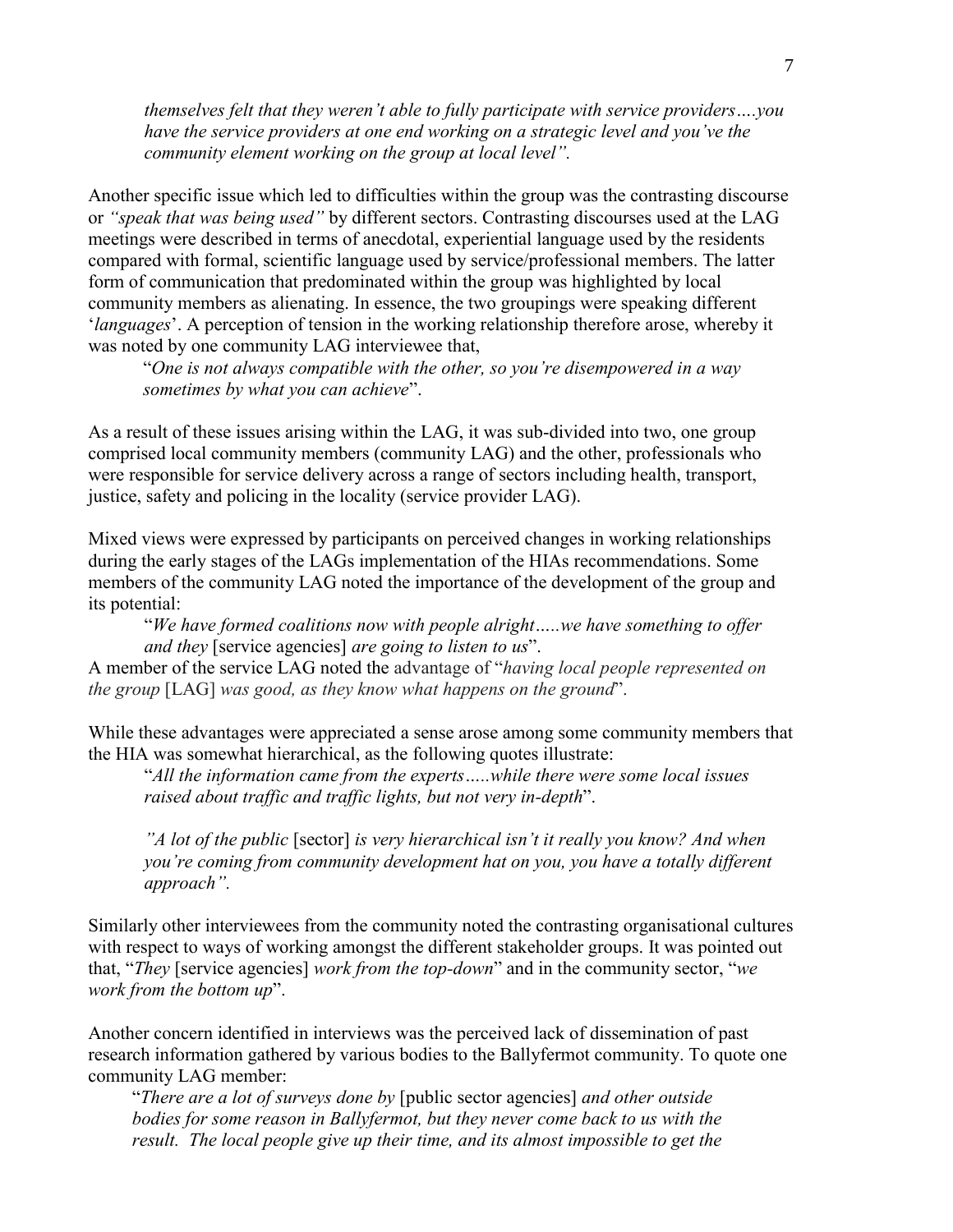> *themselves felt that they weren't able to fully participate with service providers….you have the service providers at one end working on a strategic level and you've the community element working on the group at local level".*

Another specific issue which led to difficulties within the group was the contrasting discourse or *"speak that was being used"* by different sectors. Contrasting discourses used at the LAG meetings were described in terms of anecdotal, experiential language used by the residents compared with formal, scientific language used by service/professional members. The latter form of communication that predominated within the group was highlighted by local community members as alienating. In essence, the two groupings were speaking different '*languages*'. A perception of tension in the working relationship therefore arose, whereby it was noted by one community LAG interviewee that,

> "*One is not always compatible with the other, so you're disempowered in a way sometimes by what you can achieve*".

As a result of these issues arising within the LAG, it was sub-divided into two, one group comprised local community members (community LAG) and the other, professionals who were responsible for service delivery across a range of sectors including health, transport, justice, safety and policing in the locality (service provider LAG).

Mixed views were expressed by participants on perceived changes in working relationships during the early stages of the LAGs implementation of the HIAs recommendations. Some members of the community LAG noted the importance of the development of the group and its potential:

> "*We have formed coalitions now with people alright…..we have something to offer and they* [service agencies] *are going to listen to us*".

A member of the service LAG noted the advantage of "*having local people represented on the group* [LAG] *was good, as they know what happens on the ground*".

While these advantages were appreciated a sense arose among some community members that the HIA was somewhat hierarchical, as the following quotes illustrate:

> "*All the information came from the experts…..while there were some local issues raised about traffic and traffic lights, but not very in-depth*".
>
> *"A lot of the public* [sector] *is very hierarchical isn't it really you know? And when you're coming from community development hat on you, you have a totally different approach".*

Similarly other interviewees from the community noted the contrasting organisational cultures with respect to ways of working amongst the different stakeholder groups. It was pointed out that, "*They* [service agencies] *work from the top-down*" and in the community sector, "*we work from the bottom up*".

Another concern identified in interviews was the perceived lack of dissemination of past research information gathered by various bodies to the Ballyfermot community. To quote one community LAG member:

> "*There are a lot of surveys done by* [public sector agencies] *and other outside bodies for some reason in Ballyfermot, but they never come back to us with the result. The local people give up their time, and its almost impossible to get the*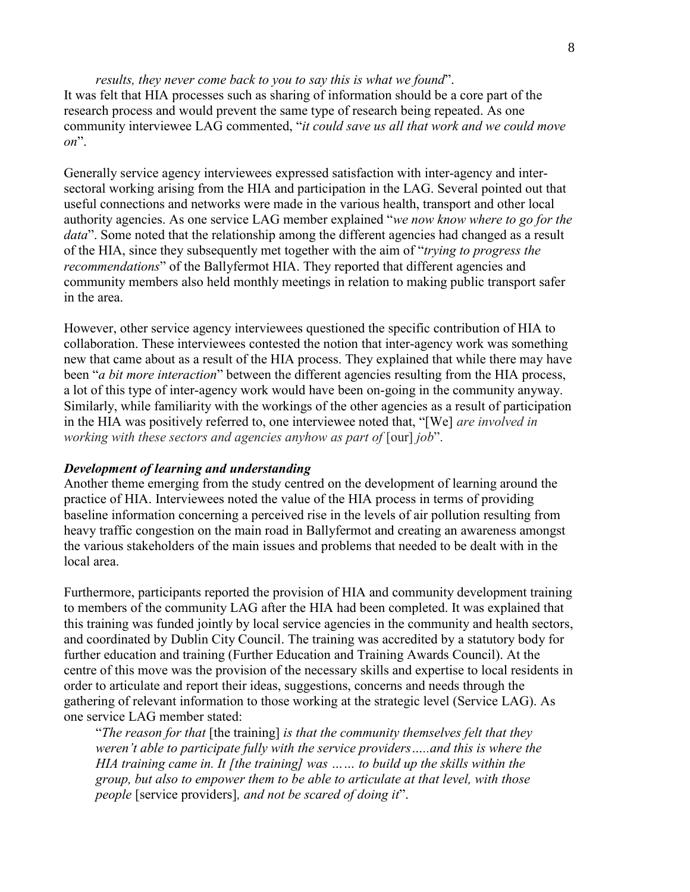*results, they never come back to you to say this is what we found*".

It was felt that HIA processes such as sharing of information should be a core part of the research process and would prevent the same type of research being repeated. As one community interviewee LAG commented, "*it could save us all that work and we could move on*".

Generally service agency interviewees expressed satisfaction with inter-agency and inter-sectoral working arising from the HIA and participation in the LAG. Several pointed out that useful connections and networks were made in the various health, transport and other local authority agencies. As one service LAG member explained "*we now know where to go for the data*". Some noted that the relationship among the different agencies had changed as a result of the HIA, since they subsequently met together with the aim of "*trying to progress the recommendations*" of the Ballyfermot HIA. They reported that different agencies and community members also held monthly meetings in relation to making public transport safer in the area.

However, other service agency interviewees questioned the specific contribution of HIA to collaboration. These interviewees contested the notion that inter-agency work was something new that came about as a result of the HIA process. They explained that while there may have been "*a bit more interaction*" between the different agencies resulting from the HIA process, a lot of this type of inter-agency work would have been on-going in the community anyway. Similarly, while familiarity with the workings of the other agencies as a result of participation in the HIA was positively referred to, one interviewee noted that, "[We] *are involved in working with these sectors and agencies anyhow as part of* [our] *job*".

***Development of learning and understanding***

Another theme emerging from the study centred on the development of learning around the practice of HIA. Interviewees noted the value of the HIA process in terms of providing baseline information concerning a perceived rise in the levels of air pollution resulting from heavy traffic congestion on the main road in Ballyfermot and creating an awareness amongst the various stakeholders of the main issues and problems that needed to be dealt with in the local area.

Furthermore, participants reported the provision of HIA and community development training to members of the community LAG after the HIA had been completed. It was explained that this training was funded jointly by local service agencies in the community and health sectors, and coordinated by Dublin City Council. The training was accredited by a statutory body for further education and training (Further Education and Training Awards Council). At the centre of this move was the provision of the necessary skills and expertise to local residents in order to articulate and report their ideas, suggestions, concerns and needs through the gathering of relevant information to those working at the strategic level (Service LAG). As one service LAG member stated:

> "*The reason for that* [the training] *is that the community themselves felt that they weren't able to participate fully with the service providers…..and this is where the HIA training came in. It [the training] was …… to build up the skills within the group, but also to empower them to be able to articulate at that level, with those people* [service providers]*, and not be scared of doing it*".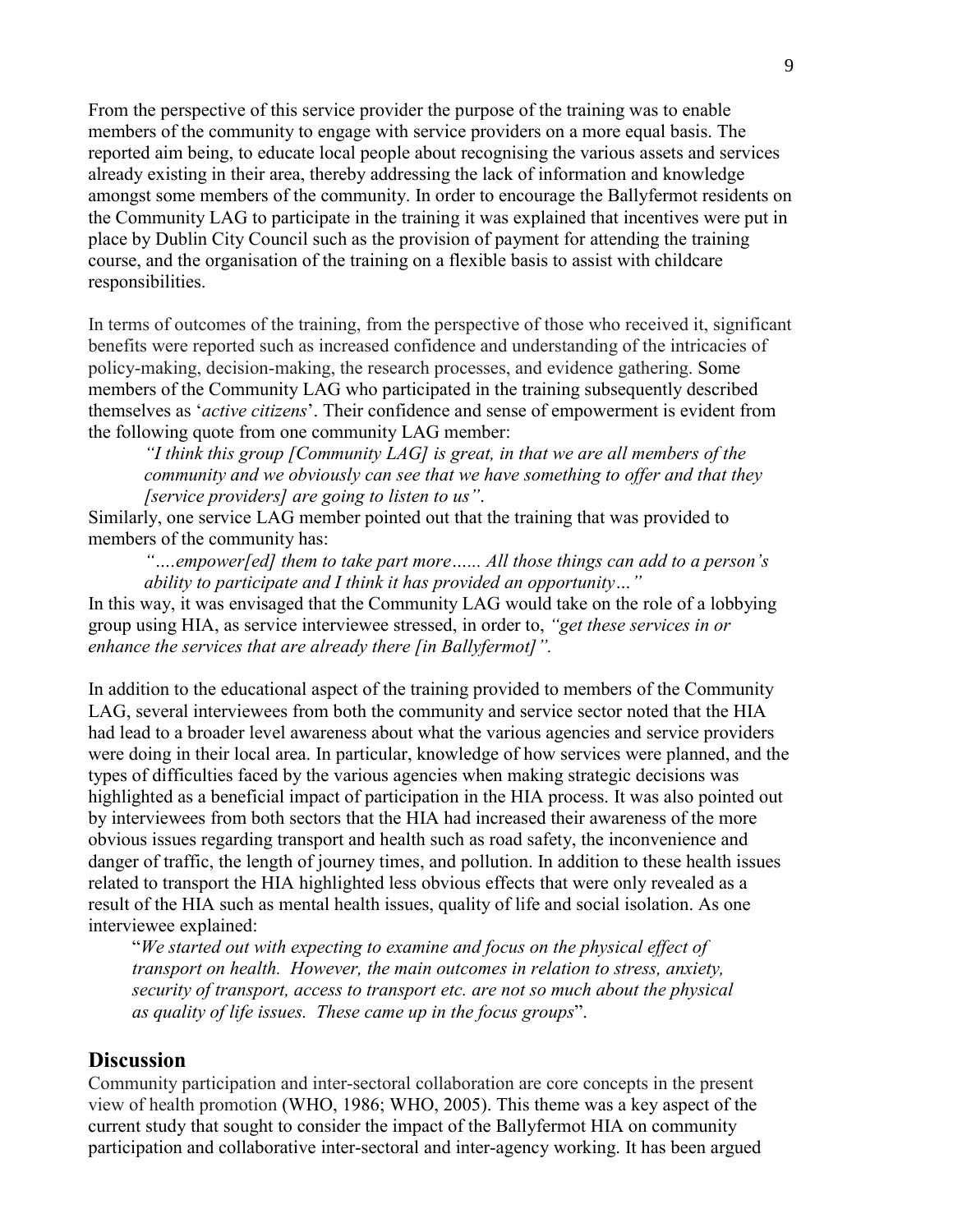From the perspective of this service provider the purpose of the training was to enable members of the community to engage with service providers on a more equal basis. The reported aim being, to educate local people about recognising the various assets and services already existing in their area, thereby addressing the lack of information and knowledge amongst some members of the community. In order to encourage the Ballyfermot residents on the Community LAG to participate in the training it was explained that incentives were put in place by Dublin City Council such as the provision of payment for attending the training course, and the organisation of the training on a flexible basis to assist with childcare responsibilities.

In terms of outcomes of the training, from the perspective of those who received it, significant benefits were reported such as increased confidence and understanding of the intricacies of policy-making, decision-making, the research processes, and evidence gathering. Some members of the Community LAG who participated in the training subsequently described themselves as '*active citizens*'. Their confidence and sense of empowerment is evident from the following quote from one community LAG member:

> *"I think this group [Community LAG] is great, in that we are all members of the community and we obviously can see that we have something to offer and that they [service providers] are going to listen to us"*.

Similarly, one service LAG member pointed out that the training that was provided to members of the community has:

> *"….empower[ed] them to take part more…... All those things can add to a person's ability to participate and I think it has provided an opportunity…"*

In this way, it was envisaged that the Community LAG would take on the role of a lobbying group using HIA, as service interviewee stressed, in order to, *"get these services in or enhance the services that are already there [in Ballyfermot]".*

In addition to the educational aspect of the training provided to members of the Community LAG, several interviewees from both the community and service sector noted that the HIA had lead to a broader level awareness about what the various agencies and service providers were doing in their local area. In particular, knowledge of how services were planned, and the types of difficulties faced by the various agencies when making strategic decisions was highlighted as a beneficial impact of participation in the HIA process. It was also pointed out by interviewees from both sectors that the HIA had increased their awareness of the more obvious issues regarding transport and health such as road safety, the inconvenience and danger of traffic, the length of journey times, and pollution. In addition to these health issues related to transport the HIA highlighted less obvious effects that were only revealed as a result of the HIA such as mental health issues, quality of life and social isolation. As one interviewee explained:

> "*We started out with expecting to examine and focus on the physical effect of transport on health. However, the main outcomes in relation to stress, anxiety, security of transport, access to transport etc. are not so much about the physical as quality of life issues. These came up in the focus groups*".

## Discussion

Community participation and inter-sectoral collaboration are core concepts in the present view of health promotion (WHO, 1986; WHO, 2005). This theme was a key aspect of the current study that sought to consider the impact of the Ballyfermot HIA on community participation and collaborative inter-sectoral and inter-agency working. It has been argued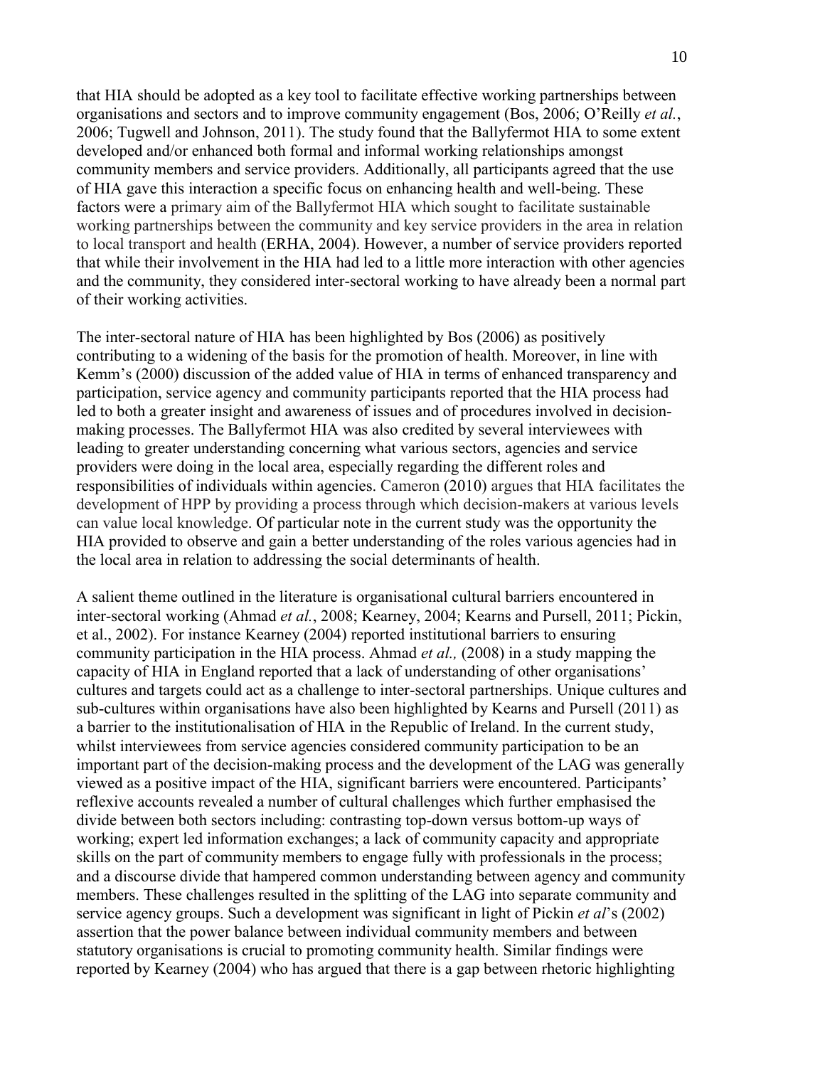that HIA should be adopted as a key tool to facilitate effective working partnerships between organisations and sectors and to improve community engagement (Bos, 2006; O'Reilly *et al.*, 2006; Tugwell and Johnson, 2011). The study found that the Ballyfermot HIA to some extent developed and/or enhanced both formal and informal working relationships amongst community members and service providers. Additionally, all participants agreed that the use of HIA gave this interaction a specific focus on enhancing health and well-being. These factors were a primary aim of the Ballyfermot HIA which sought to facilitate sustainable working partnerships between the community and key service providers in the area in relation to local transport and health (ERHA, 2004). However, a number of service providers reported that while their involvement in the HIA had led to a little more interaction with other agencies and the community, they considered inter-sectoral working to have already been a normal part of their working activities.

The inter-sectoral nature of HIA has been highlighted by Bos (2006) as positively contributing to a widening of the basis for the promotion of health. Moreover, in line with Kemm's (2000) discussion of the added value of HIA in terms of enhanced transparency and participation, service agency and community participants reported that the HIA process had led to both a greater insight and awareness of issues and of procedures involved in decision-making processes. The Ballyfermot HIA was also credited by several interviewees with leading to greater understanding concerning what various sectors, agencies and service providers were doing in the local area, especially regarding the different roles and responsibilities of individuals within agencies. Cameron (2010) argues that HIA facilitates the development of HPP by providing a process through which decision-makers at various levels can value local knowledge. Of particular note in the current study was the opportunity the HIA provided to observe and gain a better understanding of the roles various agencies had in the local area in relation to addressing the social determinants of health.

A salient theme outlined in the literature is organisational cultural barriers encountered in inter-sectoral working (Ahmad *et al.*, 2008; Kearney, 2004; Kearns and Pursell, 2011; Pickin, et al., 2002). For instance Kearney (2004) reported institutional barriers to ensuring community participation in the HIA process. Ahmad *et al.,* (2008) in a study mapping the capacity of HIA in England reported that a lack of understanding of other organisations' cultures and targets could act as a challenge to inter-sectoral partnerships. Unique cultures and sub-cultures within organisations have also been highlighted by Kearns and Pursell (2011) as a barrier to the institutionalisation of HIA in the Republic of Ireland. In the current study, whilst interviewees from service agencies considered community participation to be an important part of the decision-making process and the development of the LAG was generally viewed as a positive impact of the HIA, significant barriers were encountered. Participants' reflexive accounts revealed a number of cultural challenges which further emphasised the divide between both sectors including: contrasting top-down versus bottom-up ways of working; expert led information exchanges; a lack of community capacity and appropriate skills on the part of community members to engage fully with professionals in the process; and a discourse divide that hampered common understanding between agency and community members. These challenges resulted in the splitting of the LAG into separate community and service agency groups. Such a development was significant in light of Pickin *et al*'s (2002) assertion that the power balance between individual community members and between statutory organisations is crucial to promoting community health. Similar findings were reported by Kearney (2004) who has argued that there is a gap between rhetoric highlighting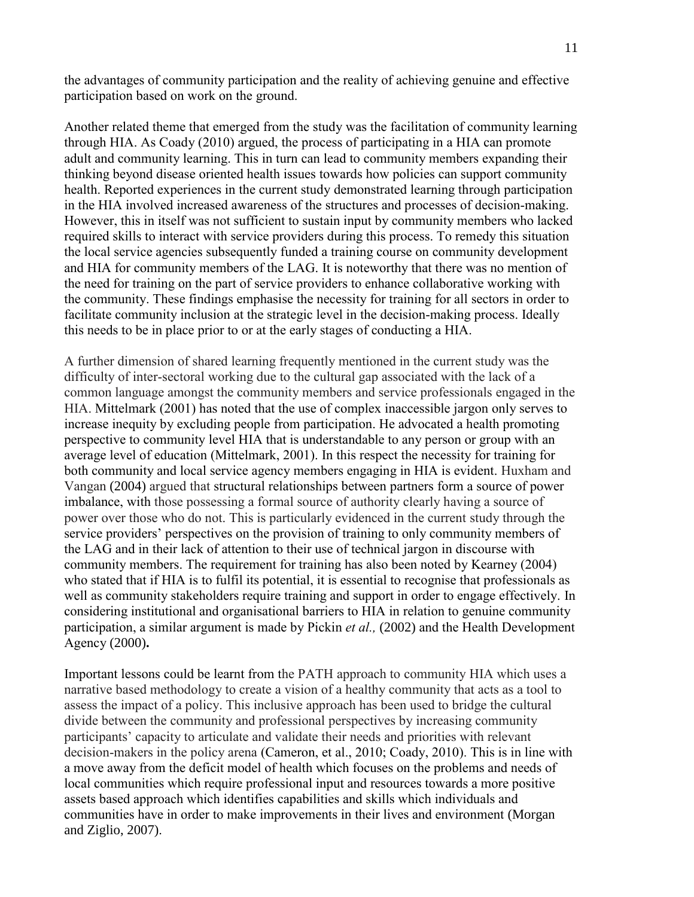the advantages of community participation and the reality of achieving genuine and effective participation based on work on the ground.

Another related theme that emerged from the study was the facilitation of community learning through HIA. As Coady (2010) argued, the process of participating in a HIA can promote adult and community learning. This in turn can lead to community members expanding their thinking beyond disease oriented health issues towards how policies can support community health. Reported experiences in the current study demonstrated learning through participation in the HIA involved increased awareness of the structures and processes of decision-making. However, this in itself was not sufficient to sustain input by community members who lacked required skills to interact with service providers during this process. To remedy this situation the local service agencies subsequently funded a training course on community development and HIA for community members of the LAG. It is noteworthy that there was no mention of the need for training on the part of service providers to enhance collaborative working with the community. These findings emphasise the necessity for training for all sectors in order to facilitate community inclusion at the strategic level in the decision-making process. Ideally this needs to be in place prior to or at the early stages of conducting a HIA.

A further dimension of shared learning frequently mentioned in the current study was the difficulty of inter-sectoral working due to the cultural gap associated with the lack of a common language amongst the community members and service professionals engaged in the HIA. Mittelmark (2001) has noted that the use of complex inaccessible jargon only serves to increase inequity by excluding people from participation. He advocated a health promoting perspective to community level HIA that is understandable to any person or group with an average level of education (Mittelmark, 2001). In this respect the necessity for training for both community and local service agency members engaging in HIA is evident. Huxham and Vangan (2004) argued that structural relationships between partners form a source of power imbalance, with those possessing a formal source of authority clearly having a source of power over those who do not. This is particularly evidenced in the current study through the service providers' perspectives on the provision of training to only community members of the LAG and in their lack of attention to their use of technical jargon in discourse with community members. The requirement for training has also been noted by Kearney (2004) who stated that if HIA is to fulfil its potential, it is essential to recognise that professionals as well as community stakeholders require training and support in order to engage effectively. In considering institutional and organisational barriers to HIA in relation to genuine community participation, a similar argument is made by Pickin *et al.,* (2002) and the Health Development Agency (2000)**.**

Important lessons could be learnt from the PATH approach to community HIA which uses a narrative based methodology to create a vision of a healthy community that acts as a tool to assess the impact of a policy. This inclusive approach has been used to bridge the cultural divide between the community and professional perspectives by increasing community participants' capacity to articulate and validate their needs and priorities with relevant decision-makers in the policy arena (Cameron, et al., 2010; Coady, 2010). This is in line with a move away from the deficit model of health which focuses on the problems and needs of local communities which require professional input and resources towards a more positive assets based approach which identifies capabilities and skills which individuals and communities have in order to make improvements in their lives and environment (Morgan and Ziglio, 2007).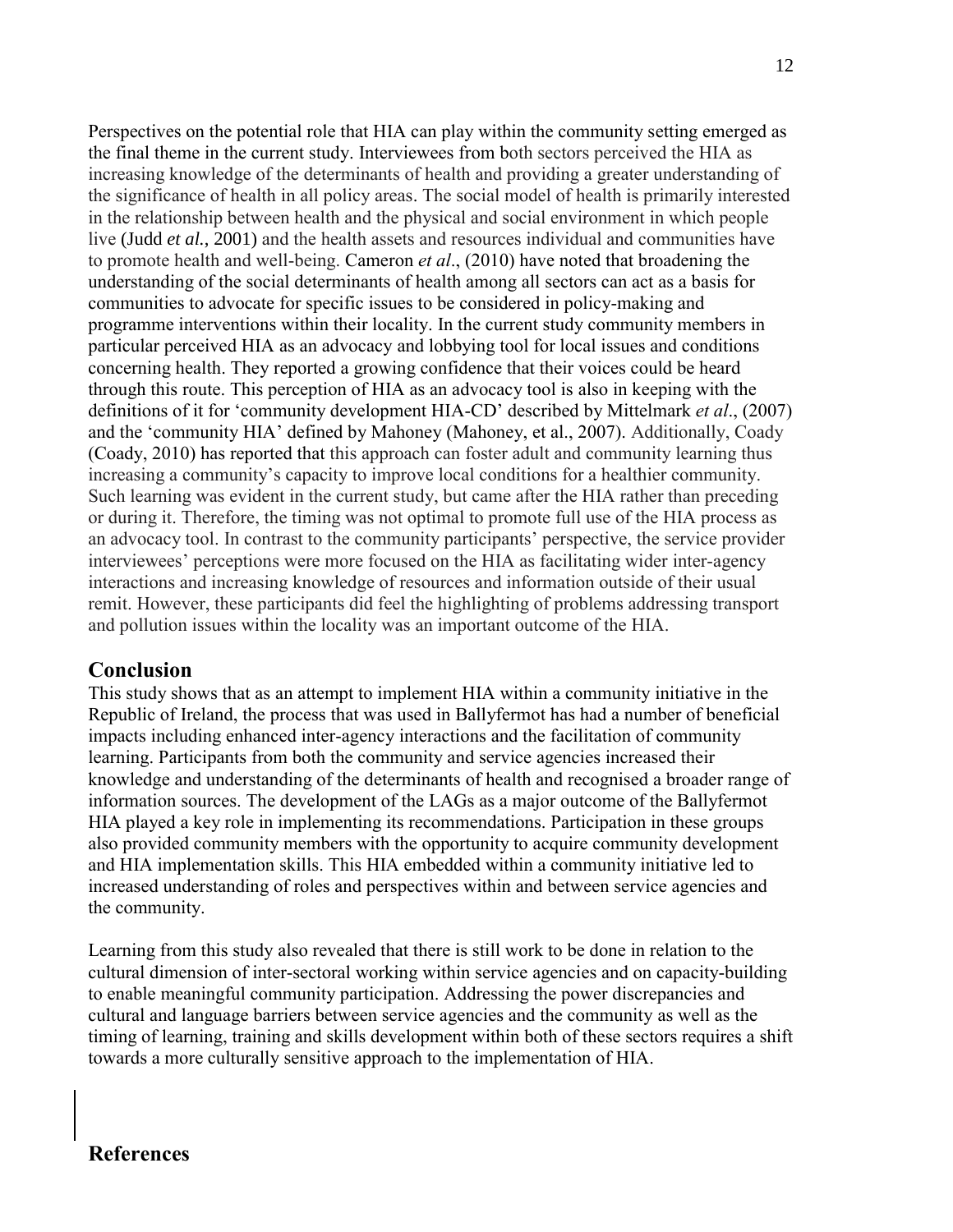Perspectives on the potential role that HIA can play within the community setting emerged as the final theme in the current study. Interviewees from both sectors perceived the HIA as increasing knowledge of the determinants of health and providing a greater understanding of the significance of health in all policy areas. The social model of health is primarily interested in the relationship between health and the physical and social environment in which people live (Judd *et al.*, 2001) and the health assets and resources individual and communities have to promote health and well-being. Cameron *et al*., (2010) have noted that broadening the understanding of the social determinants of health among all sectors can act as a basis for communities to advocate for specific issues to be considered in policy-making and programme interventions within their locality. In the current study community members in particular perceived HIA as an advocacy and lobbying tool for local issues and conditions concerning health. They reported a growing confidence that their voices could be heard through this route. This perception of HIA as an advocacy tool is also in keeping with the definitions of it for 'community development HIA-CD' described by Mittelmark *et al*., (2007) and the 'community HIA' defined by Mahoney (Mahoney, et al., 2007). Additionally, Coady (Coady, 2010) has reported that this approach can foster adult and community learning thus increasing a community's capacity to improve local conditions for a healthier community. Such learning was evident in the current study, but came after the HIA rather than preceding or during it. Therefore, the timing was not optimal to promote full use of the HIA process as an advocacy tool. In contrast to the community participants' perspective, the service provider interviewees' perceptions were more focused on the HIA as facilitating wider inter-agency interactions and increasing knowledge of resources and information outside of their usual remit. However, these participants did feel the highlighting of problems addressing transport and pollution issues within the locality was an important outcome of the HIA.

## Conclusion

This study shows that as an attempt to implement HIA within a community initiative in the Republic of Ireland, the process that was used in Ballyfermot has had a number of beneficial impacts including enhanced inter-agency interactions and the facilitation of community learning. Participants from both the community and service agencies increased their knowledge and understanding of the determinants of health and recognised a broader range of information sources. The development of the LAGs as a major outcome of the Ballyfermot HIA played a key role in implementing its recommendations. Participation in these groups also provided community members with the opportunity to acquire community development and HIA implementation skills. This HIA embedded within a community initiative led to increased understanding of roles and perspectives within and between service agencies and the community.

Learning from this study also revealed that there is still work to be done in relation to the cultural dimension of inter-sectoral working within service agencies and on capacity-building to enable meaningful community participation. Addressing the power discrepancies and cultural and language barriers between service agencies and the community as well as the timing of learning, training and skills development within both of these sectors requires a shift towards a more culturally sensitive approach to the implementation of HIA.

## References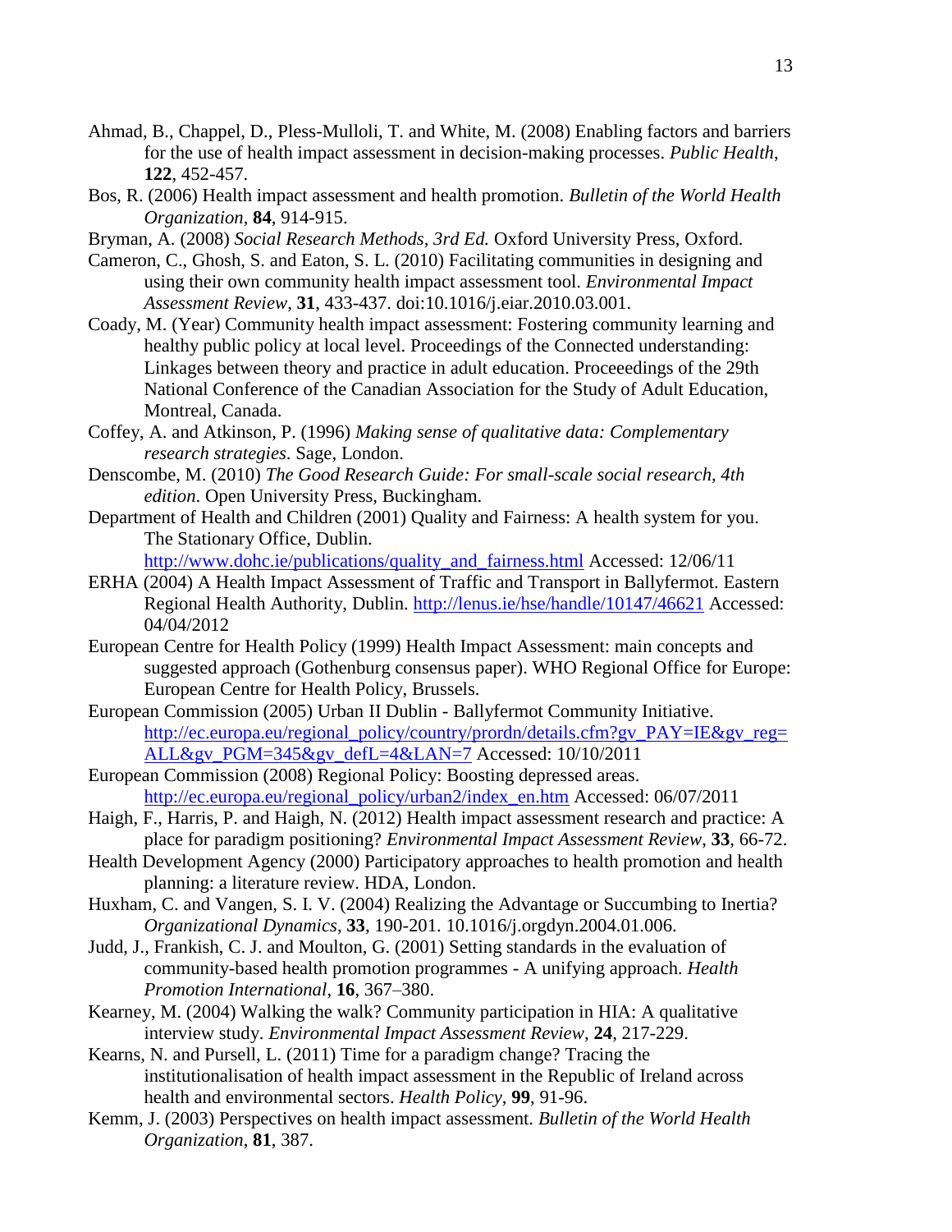Ahmad, B., Chappel, D., Pless-Mulloli, T. and White, M. (2008) Enabling factors and barriers for the use of health impact assessment in decision-making processes. *Public Health*, **122**, 452-457.

Bos, R. (2006) Health impact assessment and health promotion. *Bulletin of the World Health Organization*, **84**, 914-915.

Bryman, A. (2008) *Social Research Methods, 3rd Ed.* Oxford University Press, Oxford.

Cameron, C., Ghosh, S. and Eaton, S. L. (2010) Facilitating communities in designing and using their own community health impact assessment tool. *Environmental Impact Assessment Review*, **31**, 433-437. doi:10.1016/j.eiar.2010.03.001.

Coady, M. (Year) Community health impact assessment: Fostering community learning and healthy public policy at local level. Proceedings of the Connected understanding: Linkages between theory and practice in adult education. Proceeedings of the 29th National Conference of the Canadian Association for the Study of Adult Education, Montreal, Canada.

Coffey, A. and Atkinson, P. (1996) *Making sense of qualitative data: Complementary research strategies*. Sage, London.

Denscombe, M. (2010) *The Good Research Guide: For small-scale social research, 4th edition*. Open University Press, Buckingham.

Department of Health and Children (2001) Quality and Fairness: A health system for you. The Stationary Office, Dublin. http://www.dohc.ie/publications/quality_and_fairness.html Accessed: 12/06/11

ERHA (2004) A Health Impact Assessment of Traffic and Transport in Ballyfermot. Eastern Regional Health Authority, Dublin. http://lenus.ie/hse/handle/10147/46621 Accessed: 04/04/2012

European Centre for Health Policy (1999) Health Impact Assessment: main concepts and suggested approach (Gothenburg consensus paper). WHO Regional Office for Europe: European Centre for Health Policy, Brussels.

European Commission (2005) Urban II Dublin - Ballyfermot Community Initiative. http://ec.europa.eu/regional_policy/country/prordn/details.cfm?gv_PAY=IE&gv_reg=ALL&gv_PGM=345&gv_defL=4&LAN=7 Accessed: 10/10/2011

European Commission (2008) Regional Policy: Boosting depressed areas. http://ec.europa.eu/regional_policy/urban2/index_en.htm Accessed: 06/07/2011

Haigh, F., Harris, P. and Haigh, N. (2012) Health impact assessment research and practice: A place for paradigm positioning? *Environmental Impact Assessment Review*, **33**, 66-72.

Health Development Agency (2000) Participatory approaches to health promotion and health planning: a literature review. HDA, London.

Huxham, C. and Vangen, S. I. V. (2004) Realizing the Advantage or Succumbing to Inertia? *Organizational Dynamics*, **33**, 190-201. 10.1016/j.orgdyn.2004.01.006.

Judd, J., Frankish, C. J. and Moulton, G. (2001) Setting standards in the evaluation of community-based health promotion programmes - A unifying approach. *Health Promotion International*, **16**, 367–380.

Kearney, M. (2004) Walking the walk? Community participation in HIA: A qualitative interview study. *Environmental Impact Assessment Review*, **24**, 217-229.

Kearns, N. and Pursell, L. (2011) Time for a paradigm change? Tracing the institutionalisation of health impact assessment in the Republic of Ireland across health and environmental sectors. *Health Policy*, **99**, 91-96.

Kemm, J. (2003) Perspectives on health impact assessment. *Bulletin of the World Health Organization*, **81**, 387.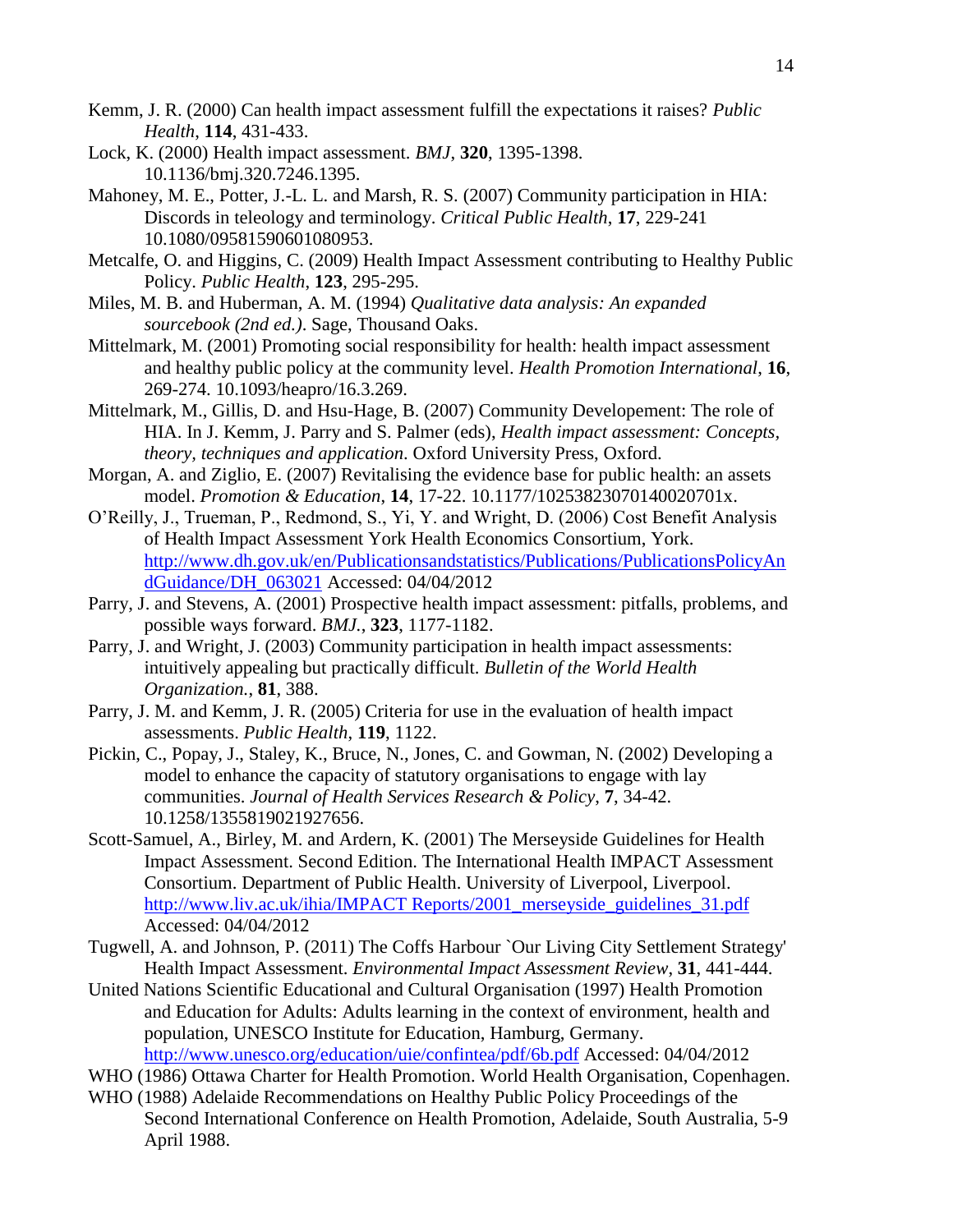Kemm, J. R. (2000) Can health impact assessment fulfill the expectations it raises? *Public Health*, **114**, 431-433.

Lock, K. (2000) Health impact assessment. *BMJ*, **320**, 1395-1398. 10.1136/bmj.320.7246.1395.

Mahoney, M. E., Potter, J.-L. L. and Marsh, R. S. (2007) Community participation in HIA: Discords in teleology and terminology. *Critical Public Health*, **17**, 229-241 10.1080/09581590601080953.

Metcalfe, O. and Higgins, C. (2009) Health Impact Assessment contributing to Healthy Public Policy. *Public Health*, **123**, 295-295.

Miles, M. B. and Huberman, A. M. (1994) *Qualitative data analysis: An expanded sourcebook (2nd ed.)*. Sage, Thousand Oaks.

Mittelmark, M. (2001) Promoting social responsibility for health: health impact assessment and healthy public policy at the community level. *Health Promotion International*, **16**, 269-274. 10.1093/heapro/16.3.269.

Mittelmark, M., Gillis, D. and Hsu-Hage, B. (2007) Community Developement: The role of HIA. In J. Kemm, J. Parry and S. Palmer (eds), *Health impact assessment: Concepts, theory, techniques and application.* Oxford University Press, Oxford.

Morgan, A. and Ziglio, E. (2007) Revitalising the evidence base for public health: an assets model. *Promotion & Education*, **14**, 17-22. 10.1177/10253823070140020701x.

O'Reilly, J., Trueman, P., Redmond, S., Yi, Y. and Wright, D. (2006) Cost Benefit Analysis of Health Impact Assessment York Health Economics Consortium, York. http://www.dh.gov.uk/en/Publicationsandstatistics/Publications/PublicationsPolicyAndGuidance/DH_063021 Accessed: 04/04/2012

Parry, J. and Stevens, A. (2001) Prospective health impact assessment: pitfalls, problems, and possible ways forward. *BMJ.*, **323**, 1177-1182.

Parry, J. and Wright, J. (2003) Community participation in health impact assessments: intuitively appealing but practically difficult. *Bulletin of the World Health Organization.*, **81**, 388.

Parry, J. M. and Kemm, J. R. (2005) Criteria for use in the evaluation of health impact assessments. *Public Health*, **119**, 1122.

Pickin, C., Popay, J., Staley, K., Bruce, N., Jones, C. and Gowman, N. (2002) Developing a model to enhance the capacity of statutory organisations to engage with lay communities. *Journal of Health Services Research & Policy*, **7**, 34-42. 10.1258/1355819021927656.

Scott-Samuel, A., Birley, M. and Ardern, K. (2001) The Merseyside Guidelines for Health Impact Assessment. Second Edition. The International Health IMPACT Assessment Consortium. Department of Public Health. University of Liverpool, Liverpool. http://www.liv.ac.uk/ihia/IMPACT Reports/2001_merseyside_guidelines_31.pdf Accessed: 04/04/2012

Tugwell, A. and Johnson, P. (2011) The Coffs Harbour `Our Living City Settlement Strategy' Health Impact Assessment. *Environmental Impact Assessment Review*, **31**, 441-444.

United Nations Scientific Educational and Cultural Organisation (1997) Health Promotion and Education for Adults: Adults learning in the context of environment, health and population, UNESCO Institute for Education, Hamburg, Germany. http://www.unesco.org/education/uie/confintea/pdf/6b.pdf Accessed: 04/04/2012

WHO (1986) Ottawa Charter for Health Promotion. World Health Organisation, Copenhagen.

WHO (1988) Adelaide Recommendations on Healthy Public Policy Proceedings of the Second International Conference on Health Promotion, Adelaide, South Australia, 5-9 April 1988.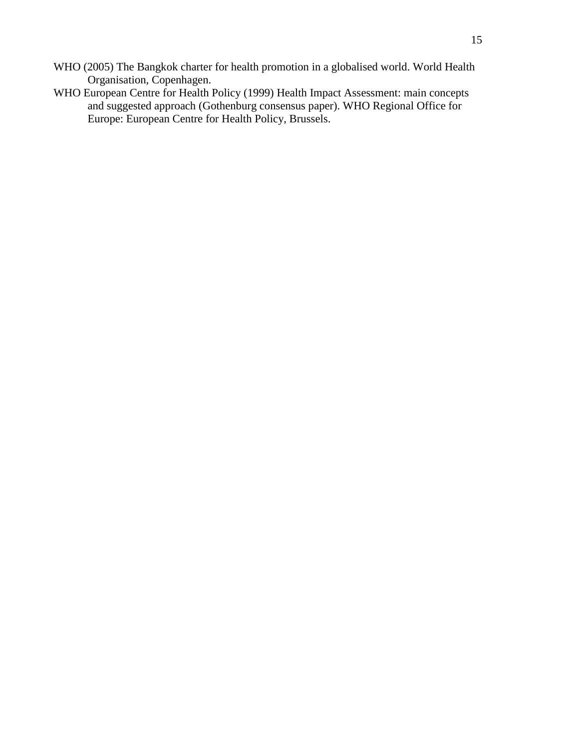WHO (2005) The Bangkok charter for health promotion in a globalised world. World Health Organisation, Copenhagen.

WHO European Centre for Health Policy (1999) Health Impact Assessment: main concepts and suggested approach (Gothenburg consensus paper). WHO Regional Office for Europe: European Centre for Health Policy, Brussels.